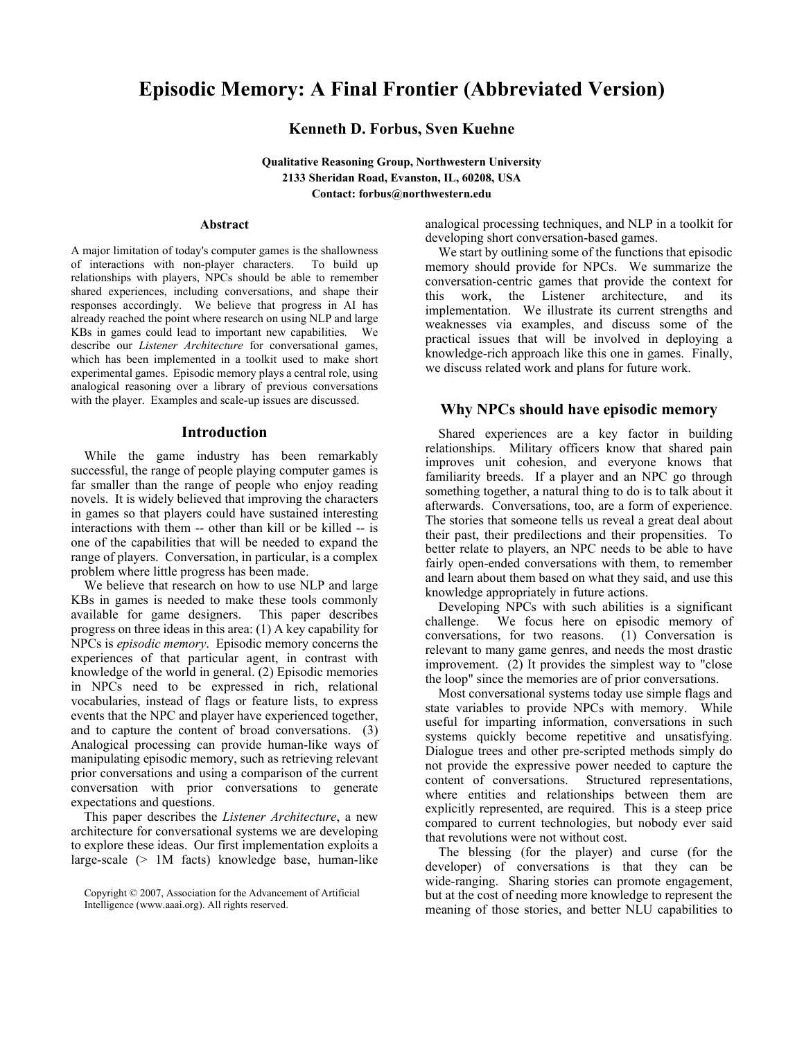# Episodic Memory: A Final Frontier (Abbreviated Version)

**Kenneth D. Forbus, Sven Kuehne**

**Qualitative Reasoning Group, Northwestern University**
**2133 Sheridan Road, Evanston, IL, 60208, USA**
**Contact: forbus@northwestern.edu**

### Abstract

A major limitation of today's computer games is the shallowness of interactions with non-player characters. To build up relationships with players, NPCs should be able to remember shared experiences, including conversations, and shape their responses accordingly. We believe that progress in AI has already reached the point where research on using NLP and large KBs in games could lead to important new capabilities. We describe our *Listener Architecture* for conversational games, which has been implemented in a toolkit used to make short experimental games. Episodic memory plays a central role, using analogical reasoning over a library of previous conversations with the player. Examples and scale-up issues are discussed.

## Introduction

While the game industry has been remarkably successful, the range of people playing computer games is far smaller than the range of people who enjoy reading novels. It is widely believed that improving the characters in games so that players could have sustained interesting interactions with them -- other than kill or be killed -- is one of the capabilities that will be needed to expand the range of players. Conversation, in particular, is a complex problem where little progress has been made.

We believe that research on how to use NLP and large KBs in games is needed to make these tools commonly available for game designers. This paper describes progress on three ideas in this area: (1) A key capability for NPCs is *episodic memory*. Episodic memory concerns the experiences of that particular agent, in contrast with knowledge of the world in general. (2) Episodic memories in NPCs need to be expressed in rich, relational vocabularies, instead of flags or feature lists, to express events that the NPC and player have experienced together, and to capture the content of broad conversations. (3) Analogical processing can provide human-like ways of manipulating episodic memory, such as retrieving relevant prior conversations and using a comparison of the current conversation with prior conversations to generate expectations and questions.

This paper describes the *Listener Architecture*, a new architecture for conversational systems we are developing to explore these ideas. Our first implementation exploits a large-scale (> 1M facts) knowledge base, human-like analogical processing techniques, and NLP in a toolkit for developing short conversation-based games.

We start by outlining some of the functions that episodic memory should provide for NPCs. We summarize the conversation-centric games that provide the context for this work, the Listener architecture, and its implementation. We illustrate its current strengths and weaknesses via examples, and discuss some of the practical issues that will be involved in deploying a knowledge-rich approach like this one in games. Finally, we discuss related work and plans for future work.

Copyright © 2007, Association for the Advancement of Artificial Intelligence (www.aaai.org). All rights reserved.

## Why NPCs should have episodic memory

Shared experiences are a key factor in building relationships. Military officers know that shared pain improves unit cohesion, and everyone knows that familiarity breeds. If a player and an NPC go through something together, a natural thing to do is to talk about it afterwards. Conversations, too, are a form of experience. The stories that someone tells us reveal a great deal about their past, their predilections and their propensities. To better relate to players, an NPC needs to be able to have fairly open-ended conversations with them, to remember and learn about them based on what they said, and use this knowledge appropriately in future actions.

Developing NPCs with such abilities is a significant challenge. We focus here on episodic memory of conversations, for two reasons. (1) Conversation is relevant to many game genres, and needs the most drastic improvement. (2) It provides the simplest way to "close the loop" since the memories are of prior conversations.

Most conversational systems today use simple flags and state variables to provide NPCs with memory. While useful for imparting information, conversations in such systems quickly become repetitive and unsatisfying. Dialogue trees and other pre-scripted methods simply do not provide the expressive power needed to capture the content of conversations. Structured representations, where entities and relationships between them are explicitly represented, are required. This is a steep price compared to current technologies, but nobody ever said that revolutions were not without cost.

The blessing (for the player) and curse (for the developer) of conversations is that they can be wide-ranging. Sharing stories can promote engagement, but at the cost of needing more knowledge to represent the meaning of those stories, and better NLU capabilities to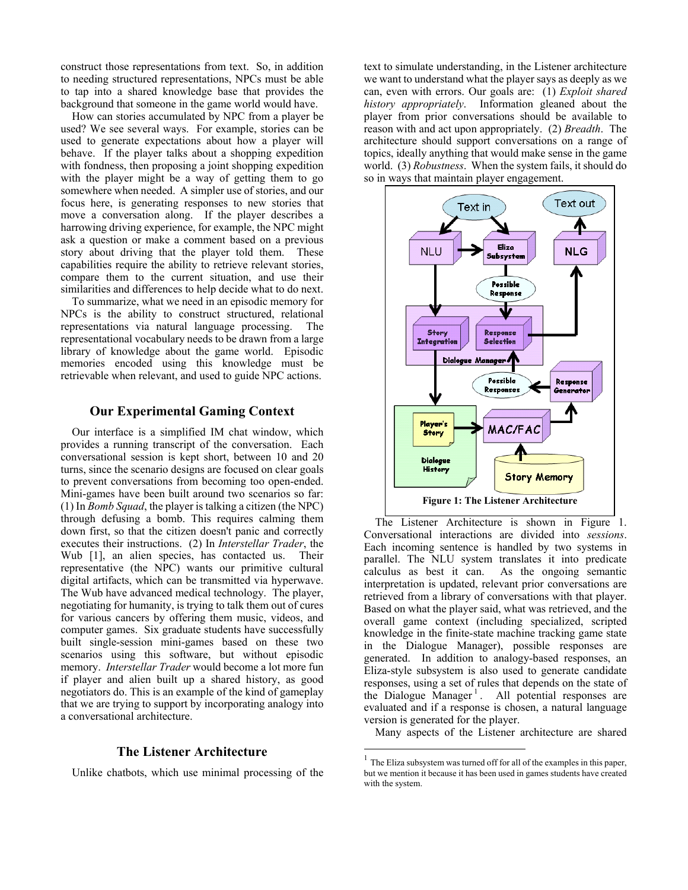construct those representations from text. So, in addition to needing structured representations, NPCs must be able to tap into a shared knowledge base that provides the background that someone in the game world would have.

How can stories accumulated by NPC from a player be used? We see several ways. For example, stories can be used to generate expectations about how a player will behave. If the player talks about a shopping expedition with fondness, then proposing a joint shopping expedition with the player might be a way of getting them to go somewhere when needed. A simpler use of stories, and our focus here, is generating responses to new stories that move a conversation along. If the player describes a harrowing driving experience, for example, the NPC might ask a question or make a comment based on a previous story about driving that the player told them. These capabilities require the ability to retrieve relevant stories, compare them to the current situation, and use their similarities and differences to help decide what to do next.

To summarize, what we need in an episodic memory for NPCs is the ability to construct structured, relational representations via natural language processing. The representational vocabulary needs to be drawn from a large library of knowledge about the game world. Episodic memories encoded using this knowledge must be retrievable when relevant, and used to guide NPC actions.

## Our Experimental Gaming Context

Our interface is a simplified IM chat window, which provides a running transcript of the conversation. Each conversational session is kept short, between 10 and 20 turns, since the scenario designs are focused on clear goals to prevent conversations from becoming too open-ended. Mini-games have been built around two scenarios so far: (1) In *Bomb Squad*, the player is talking a citizen (the NPC) through defusing a bomb. This requires calming them down first, so that the citizen doesn't panic and correctly executes their instructions. (2) In *Interstellar Trader*, the Wub [1], an alien species, has contacted us. Their representative (the NPC) wants our primitive cultural digital artifacts, which can be transmitted via hyperwave. The Wub have advanced medical technology. The player, negotiating for humanity, is trying to talk them out of cures for various cancers by offering them music, videos, and computer games. Six graduate students have successfully built single-session mini-games based on these two scenarios using this software, but without episodic memory. *Interstellar Trader* would become a lot more fun if player and alien built up a shared history, as good negotiators do. This is an example of the kind of gameplay that we are trying to support by incorporating analogy into a conversational architecture.

## The Listener Architecture

Unlike chatbots, which use minimal processing of the text to simulate understanding, in the Listener architecture we want to understand what the player says as deeply as we can, even with errors. Our goals are: (1) *Exploit shared history appropriately*. Information gleaned about the player from prior conversations should be available to reason with and act upon appropriately. (2) *Breadth*. The architecture should support conversations on a range of topics, ideally anything that would make sense in the game world. (3) *Robustness*. When the system fails, it should do so in ways that maintain player engagement.

**Figure 1: The Listener Architecture**

The Listener Architecture is shown in Figure 1. Conversational interactions are divided into *sessions*. Each incoming sentence is handled by two systems in parallel. The NLU system translates it into predicate calculus as best it can. As the ongoing semantic interpretation is updated, relevant prior conversations are retrieved from a library of conversations with that player. Based on what the player said, what was retrieved, and the overall game context (including specialized, scripted knowledge in the finite-state machine tracking game state in the Dialogue Manager), possible responses are generated. In addition to analogy-based responses, an Eliza-style subsystem is also used to generate candidate responses, using a set of rules that depends on the state of the Dialogue Manager [1]. All potential responses are evaluated and if a response is chosen, a natural language version is generated for the player.

Many aspects of the Listener architecture are shared

[1] The Eliza subsystem was turned off for all of the examples in this paper, but we mention it because it has been used in games students have created with the system.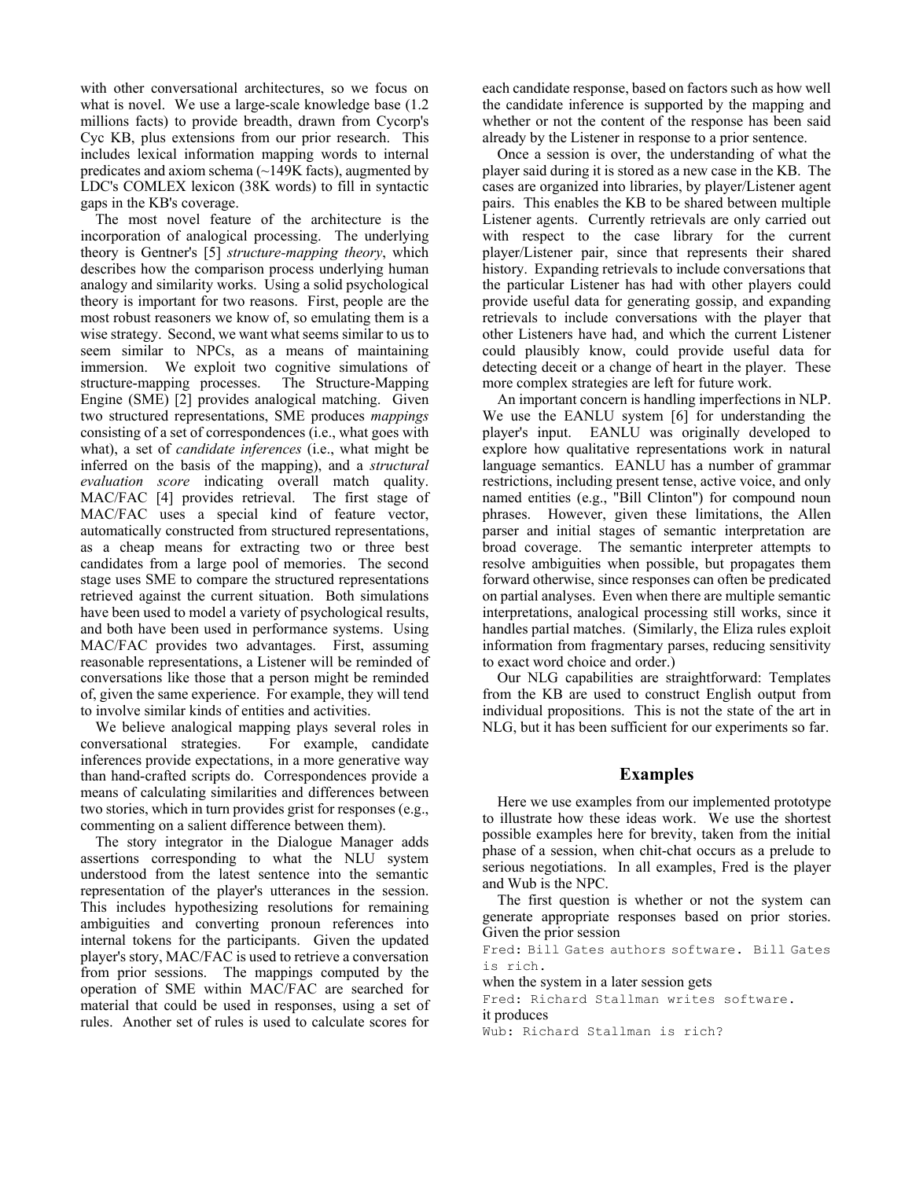with other conversational architectures, so we focus on what is novel. We use a large-scale knowledge base (1.2 millions facts) to provide breadth, drawn from Cycorp's Cyc KB, plus extensions from our prior research. This includes lexical information mapping words to internal predicates and axiom schema (~149K facts), augmented by LDC's COMLEX lexicon (38K words) to fill in syntactic gaps in the KB's coverage.

The most novel feature of the architecture is the incorporation of analogical processing. The underlying theory is Gentner's [5] *structure-mapping theory*, which describes how the comparison process underlying human analogy and similarity works. Using a solid psychological theory is important for two reasons. First, people are the most robust reasoners we know of, so emulating them is a wise strategy. Second, we want what seems similar to us to seem similar to NPCs, as a means of maintaining immersion. We exploit two cognitive simulations of structure-mapping processes. The Structure-Mapping Engine (SME) [2] provides analogical matching. Given two structured representations, SME produces *mappings* consisting of a set of correspondences (i.e., what goes with what), a set of *candidate inferences* (i.e., what might be inferred on the basis of the mapping), and a *structural evaluation score* indicating overall match quality. MAC/FAC [4] provides retrieval. The first stage of MAC/FAC uses a special kind of feature vector, automatically constructed from structured representations, as a cheap means for extracting two or three best candidates from a large pool of memories. The second stage uses SME to compare the structured representations retrieved against the current situation. Both simulations have been used to model a variety of psychological results, and both have been used in performance systems. Using MAC/FAC provides two advantages. First, assuming reasonable representations, a Listener will be reminded of conversations like those that a person might be reminded of, given the same experience. For example, they will tend to involve similar kinds of entities and activities.

We believe analogical mapping plays several roles in conversational strategies. For example, candidate inferences provide expectations, in a more generative way than hand-crafted scripts do. Correspondences provide a means of calculating similarities and differences between two stories, which in turn provides grist for responses (e.g., commenting on a salient difference between them).

The story integrator in the Dialogue Manager adds assertions corresponding to what the NLU system understood from the latest sentence into the semantic representation of the player's utterances in the session. This includes hypothesizing resolutions for remaining ambiguities and converting pronoun references into internal tokens for the participants. Given the updated player's story, MAC/FAC is used to retrieve a conversation from prior sessions. The mappings computed by the operation of SME within MAC/FAC are searched for material that could be used in responses, using a set of rules. Another set of rules is used to calculate scores for each candidate response, based on factors such as how well the candidate inference is supported by the mapping and whether or not the content of the response has been said already by the Listener in response to a prior sentence.

Once a session is over, the understanding of what the player said during it is stored as a new case in the KB. The cases are organized into libraries, by player/Listener agent pairs. This enables the KB to be shared between multiple Listener agents. Currently retrievals are only carried out with respect to the case library for the current player/Listener pair, since that represents their shared history. Expanding retrievals to include conversations that the particular Listener has had with other players could provide useful data for generating gossip, and expanding retrievals to include conversations with the player that other Listeners have had, and which the current Listener could plausibly know, could provide useful data for detecting deceit or a change of heart in the player. These more complex strategies are left for future work.

An important concern is handling imperfections in NLP. We use the EANLU system [6] for understanding the player's input. EANLU was originally developed to explore how qualitative representations work in natural language semantics. EANLU has a number of grammar restrictions, including present tense, active voice, and only named entities (e.g., "Bill Clinton") for compound noun phrases. However, given these limitations, the Allen parser and initial stages of semantic interpretation are broad coverage. The semantic interpreter attempts to resolve ambiguities when possible, but propagates them forward otherwise, since responses can often be predicated on partial analyses. Even when there are multiple semantic interpretations, analogical processing still works, since it handles partial matches. (Similarly, the Eliza rules exploit information from fragmentary parses, reducing sensitivity to exact word choice and order.)

Our NLG capabilities are straightforward: Templates from the KB are used to construct English output from individual propositions. This is not the state of the art in NLG, but it has been sufficient for our experiments so far.

## Examples

Here we use examples from our implemented prototype to illustrate how these ideas work. We use the shortest possible examples here for brevity, taken from the initial phase of a session, when chit-chat occurs as a prelude to serious negotiations. In all examples, Fred is the player and Wub is the NPC.

The first question is whether or not the system can generate appropriate responses based on prior stories. Given the prior session

```
Fred: Bill Gates authors software. Bill Gates is rich.
```

when the system in a later session gets

```
Fred: Richard Stallman writes software.
```

it produces

```
Wub: Richard Stallman is rich?
```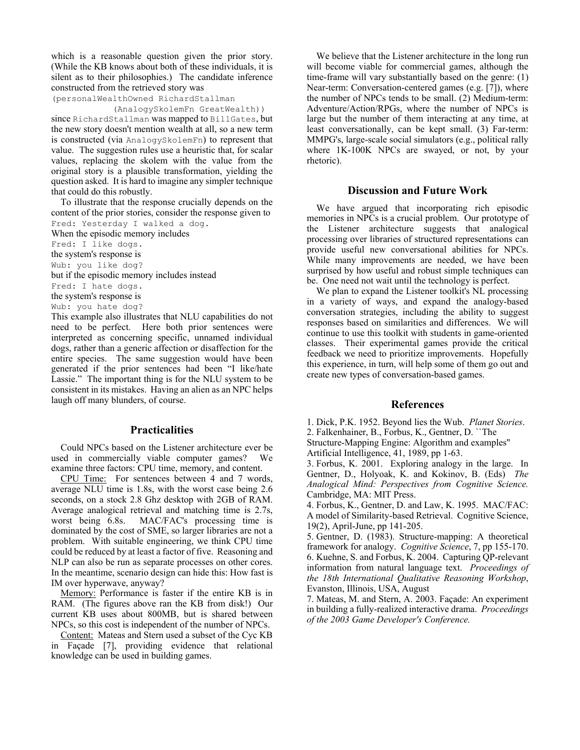which is a reasonable question given the prior story. (While the KB knows about both of these individuals, it is silent as to their philosophies.) The candidate inference constructed from the retrieved story was

```
(personalWealthOwned RichardStallman
            (AnalogySkolemFn GreatWealth))
```

since `RichardStallman` was mapped to `BillGates`, but the new story doesn't mention wealth at all, so a new term is constructed (via `AnalogySkolemFn`) to represent that value. The suggestion rules use a heuristic that, for scalar values, replacing the skolem with the value from the original story is a plausible transformation, yielding the question asked. It is hard to imagine any simpler technique that could do this robustly.

To illustrate that the response crucially depends on the content of the prior stories, consider the response given to

`Fred: Yesterday I walked a dog.`

When the episodic memory includes

`Fred: I like dogs.`

the system's response is

`Wub: you like dog?`

but if the episodic memory includes instead

`Fred: I hate dogs.`

the system's response is

`Wub: you hate dog?`

This example also illustrates that NLU capabilities do not need to be perfect. Here both prior sentences were interpreted as concerning specific, unnamed individual dogs, rather than a generic affection or disaffection for the entire species. The same suggestion would have been generated if the prior sentences had been "I like/hate Lassie." The important thing is for the NLU system to be consistent in its mistakes. Having an alien as an NPC helps laugh off many blunders, of course.

## Practicalities

Could NPCs based on the Listener architecture ever be used in commercially viable computer games? We examine three factors: CPU time, memory, and content.

<u>CPU Time:</u> For sentences between 4 and 7 words, average NLU time is 1.8s, with the worst case being 2.6 seconds, on a stock 2.8 Ghz desktop with 2GB of RAM. Average analogical retrieval and matching time is 2.7s, worst being 6.8s. MAC/FAC's processing time is dominated by the cost of SME, so larger libraries are not a problem. With suitable engineering, we think CPU time could be reduced by at least a factor of five. Reasoning and NLP can also be run as separate processes on other cores. In the meantime, scenario design can hide this: How fast is IM over hyperwave, anyway?

<u>Memory:</u> Performance is faster if the entire KB is in RAM. (The figures above ran the KB from disk!) Our current KB uses about 800MB, but is shared between NPCs, so this cost is independent of the number of NPCs.

<u>Content:</u> Mateas and Stern used a subset of the Cyc KB in Façade [7], providing evidence that relational knowledge can be used in building games.

We believe that the Listener architecture in the long run will become viable for commercial games, although the time-frame will vary substantially based on the genre: (1) Near-term: Conversation-centered games (e.g. [7]), where the number of NPCs tends to be small. (2) Medium-term: Adventure/Action/RPGs, where the number of NPCs is large but the number of them interacting at any time, at least conversationally, can be kept small. (3) Far-term: MMPG's, large-scale social simulators (e.g., political rally where 1K-100K NPCs are swayed, or not, by your rhetoric).

## Discussion and Future Work

We have argued that incorporating rich episodic memories in NPCs is a crucial problem. Our prototype of the Listener architecture suggests that analogical processing over libraries of structured representations can provide useful new conversational abilities for NPCs. While many improvements are needed, we have been surprised by how useful and robust simple techniques can be. One need not wait until the technology is perfect.

We plan to expand the Listener toolkit's NL processing in a variety of ways, and expand the analogy-based conversation strategies, including the ability to suggest responses based on similarities and differences. We will continue to use this toolkit with students in game-oriented classes. Their experimental games provide the critical feedback we need to prioritize improvements. Hopefully this experience, in turn, will help some of them go out and create new types of conversation-based games.

## References

1. Dick, P.K. 1952. Beyond lies the Wub. *Planet Stories*.
2. Falkenhainer, B., Forbus, K., Gentner, D. ``The Structure-Mapping Engine: Algorithm and examples'' Artificial Intelligence, 41, 1989, pp 1-63.
3. Forbus, K. 2001. Exploring analogy in the large. In Gentner, D., Holyoak, K. and Kokinov, B. (Eds) *The Analogical Mind: Perspectives from Cognitive Science.* Cambridge, MA: MIT Press.
4. Forbus, K., Gentner, D. and Law, K. 1995. MAC/FAC: A model of Similarity-based Retrieval. Cognitive Science, 19(2), April-June, pp 141-205.
5. Gentner, D. (1983). Structure-mapping: A theoretical framework for analogy. *Cognitive Science*, 7, pp 155-170.
6. Kuehne, S. and Forbus, K. 2004. Capturing QP-relevant information from natural language text. *Proceedings of the 18th International Qualitative Reasoning Workshop*, Evanston, Illinois, USA, August
7. Mateas, M. and Stern, A. 2003. Façade: An experiment in building a fully-realized interactive drama. *Proceedings of the 2003 Game Developer's Conference.*